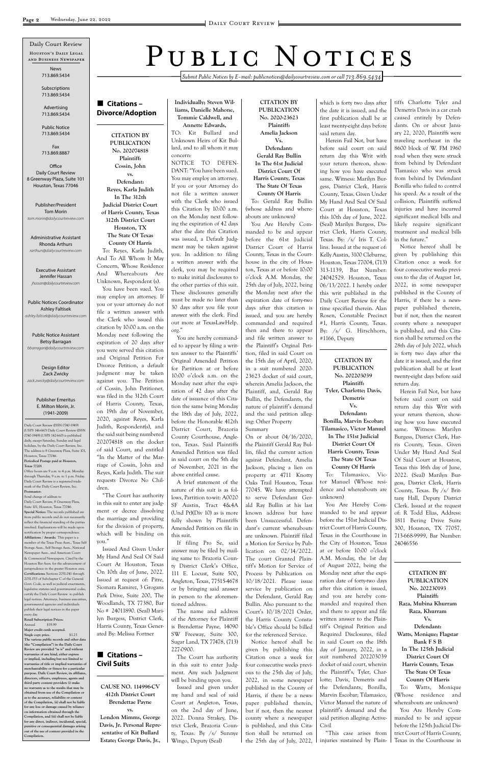# Public Notices

*Submit Public Notices by E-mail: publicnotices@dailycourtreview.com or call 713.869.5434*

Daily Court Review
Houston's Daily Legal and Business Newspaper

News
713.869.5434

Subscriptions
713.869.5434

Advertising
713.869.5434

Public Notice
713.869.5434

Fax
713.869.8887

Office
Daily Court Review
8 Greenway Plaza, Suite 101
Houston, Texas 77046

Publisher/President
Tom Morin
*tom.morin@dailycourtreview.com*

Administrative Assistant
Rhonda Arthurs
*rarthurs@dailycourtreview.com*

Executive Assistant
Jennifer Hassan
*jhassan@dailycourtreview.com*

Public Notices Coordinator
Ashley Faltisek
*ashley.faltisek@dailycourtreview.com*

Public Notices Assistant
Betsy Barragan
*bbarragan@dailycourtreview.com*

Design Editor
Zack Zwicky
*zack.zwicky@dailycourtreview.com*

Publisher Emeritus
E. Milton Morin, Jr.
(1941-2009)

Daily Court Review (ISSN 0740-1949) (USPS 146-660) Daily Court Review (ISSN 0740-1949) (USPS 142-660) is published daily, except Saturday, Sunday and legal holidays, by the Daily Court Review, Inc. The address is 8 Greenway Plaza, Suite 101, Houston, Texas 77046.

**Periodical Postage paid at Houston, Texas 77201**

Office hours are 9 a.m. to 4 p.m. Monday through Thursday, 9 a.m. to 1 p.m. Friday. Daily Court Review is a registered trademark of the Daily Court Review, Inc.

**Postmaster:** Send change of address to Daily Court Review, 8 Greenway Plaza, Suite 101, Houston, Texas 77046.

**Special Notice:** The records published are from public records and do not necessarily reflect the financial standing of the parties involved. Explanations will be made upon notification by proper correspondence.

**Affiliations / Awards:** This paper is a member of the Texas Press Assn., Texas Self Storage Assn., Self Storage Assn., National Newspaper Assn., and American Court & Commercial Newspapers. Cited by the Houston Bar Assn. for the advancement of jurisprudence in the greater Houston area.

**Certifications:** Sections 2051.041 through 2051.053 of Subchapter C of the General Govt. Code, as well as judicial enactments, legislative statutes and governmental codes, certify the Daily Court Review to publish legal notices. Attorneys, business executives, governmental agencies and individuals publish their legal notices in the paper every day.

**Retail Subscription Prices:**
Annual $19.99
**Major credit cards accepted.**
**Single copy price.** $1.25

**The various public records and other data (the "Compilation") in the Daily Court Review are provided "as is" and without warranties of any kind, either express or implied, including but not limited to warranties of title or implied warranties of merchantability or fitness for a particular purpose. Daily Court Review, its affiliates, directors, officers, employees, agents and third party content providers (i) make no warranty as to the results that may be obtained from use of the Compilation or as to the accuracy, reliability or content of the Compilation, (ii) shall not be liable for any loss or damage caused by reliance on information obtained through the Compilation, and (iii) shall not be liable for any direct, indirect, incidental, special, punitive or consequential damages arising out of the use of content provided in the Compilation.**

## ■ Citations – Divorce/Adoption

**CITATION BY PUBLICATION**
**No. 202074818**
**Plaintiff:**
**Cossin, John**
**vs.**
**Defendant:**
**Reyes, Karla Judith**
**In The 312th Judicial District Court of Harris County, Texas**
**312th District Court**
**Houston, TX**
**The State Of Texas**
**County Of Harris**

To: Reyes, Karla Judith, And To All Whom It May Concern, Whose Residence And Whereabouts Are Unknown, Respondent (s).

You have been sued. You may employ an attorney. If you or your attorney do not file a written answer with the Clerk who issued this citation by 10:00 a.m. on the Monday next following the expiration of 20 days after you were served this citation and Original Petition For Divorce Petition, a default judgment may be taken against you. The Petition of Cossin, John Petitioner, was filed in the 312th Court of Harris County, Texas, on 19th day of November, 2020, against Reyes, Karla Judith, Respondent(s), and the said suit being numbered 202074818 on the docket of said Court, and entitled "In the Matter of the Marriage of Cossin, John and Reyes, Karla Judith. The suit requests Divorce No Children.

"The Court has authority in this suit to enter any judgment or decree dissolving the marriage and providing for the division of property, which will be binding on you."

Issued And Given Under My Hand And Seal Of Said Court At Houston, Texas On 10th day of June, 2022. Issued at request of: Pitre, Siomara Ramirez, 3 Grogans Park Drive, Suite 200, The Woodlands, TX 77380, Bar No # 24011890. (Seal) Marilyn Burgess, District Clerk, Harris County, Texas Generated By: Melissa Fortner

## ■ Citations – Civil Suits

**CAUSE NO. 114996-CV**
**412th District Court**
**Brendettae Payne**
**vs.**
**London Mimms, George Davis, Jr. Personal Representative of Kit Bullard Estate; George Davis, Jr., Individually; Steven Williams, Danielle Mahone, Tommie Caldwell, and Annette Edwards,**

TO: Kit Bullard and Unknown Heirs of Kit Bullard, and to all whom it may concern:

NOTICE TO DEFENDANT: "You have been sued. You may employ an attorney. If you or your Attorney do not file a written answer with the Clerk who issued this Citation by 10:00 a.m. on the Monday next following the expiration of 42 days after the date this Citation was issued, a Default Judgment may be taken against you. In addition to filing a written answer with the clerk, you may be required to make initial disclosures to the other parties of this suit. These disclosures generally must be made no later than 30 days after you file your answer with the clerk. Find out more at TexasLawHelp.org."

You are hereby commanded to appear by filing a written answer to the Plaintiffs' Original Amended Petition for Partition at or before 10:00 o'clock a.m. on the Monday next after the expiration of 42 days after the date of issuance of this Citation the same being Monday the 18th day of July, 2022, before the Honorable 412th District Court, Brazoria County Courthouse, Angleton, Texas. Said Plaintiffs Amended Petition was filed in said court on the 5th day of November, 2021 in the above entitled cause.

A brief statement of the nature of this suit is as follows, Partition to-wit: A0020 SF Austin, Tract 4&4A (Und Pt)(Div 10) as is more fully shown by Plaintiffs Amended Petition on file in this suit.

If filing Pro Se, said answer may be filed by mailing same to: Brazoria County District Clerk's Office, 111 E. Locust, Suite 500, Angleton, Texas, 77515-4678 or by bringing said answer in person to the aforementioned address.

The name and address of the Attorney for Plaintiff is Brendettae Payne, 14090 SW Freeway, Suite 300, Sugar Land, TX 77478, (713) 227-0900.

The Court has authority in this suit to enter Judgment. Any such Judgment will be binding upon you.

Issued and given under my hand and seal of said Court at Angleton, Texas, on the 2nd day of June, 2022. Donna Strakey, District Clerk, Brazoria County, Texas. By /s/ Sunnye Wingo, Deputy (Seal)

**CITATION BY PUBLICATION**
**No. 2020-23623**
**Plaintiff:**
**Amelia Jackson**
**Vs.**
**Defendant:**
**Gerald Ray Bullin**
**In The 61st Judicial District Court Of Harris County, Texas**
**The State Of Texas**
**County Of Harris**

To: Gerald Ray Bullin (whose address and whereabouts are unknown)

You Are Hereby Commanded to be and appear before the 61st Judicial District Court of Harris County, Texas in the Courthouse in the city of Houston, Texas at or before 10:00 o'clock A.M. Monday, the 25th day of July, 2022, being the Monday next after the expiration date of forty-two days after this citation is issued, and you are hereby commanded and required then and there to appear and file written answer to the Plaintiff's Orginal Petition, filed in said Court on the 15th day of April, 2020, in a suit numbered 2020-23623 docket of said court, wherein Amelia Jackson, the Plaintiff, and, Gerald Ray Bullin, the Defendants, the nature of plaintiff's demand and the said petition alleging: Other Property Summary

On or about 04/16/2020, the Plaintiff Gerald Ray Bullin, filed the current action against Defendant, Amelia Jackson, placing a lien on property at 4711 Knotty Oaks Trail Houston, Texas 77045. We have attempted to serve Defendant Gerald Ray Bullin at his last known address but have been Unsuccessful. Defendant's current whereabouts are unknown. Plaintiff filed a Motion for Service by Publication on 02/14/2022. The Court granted Plaintiff's Motion for Service of Process by Publication on 10/18/2021. Please issue service by publication on the Defendant, Gerald Ray Bullin. Also pursuant to the Court's 10/18/2021 Order, the Harris County Constable's Office should be billed for the referenced Service.

Notice hereof shall be given by publishing this Citation once a week for four consecutive weeks previous to the 25th day of July, 2022, in some newspaper published in the County of Harris, if there be a newspaper published therein, but if not, then the nearest county where a newspaper is published, and this Citation shall be returned on the 25th day of July, 2022, which is forty two days after the date it is issued, and the first publication shall be at least twenty-eight days before said return day.

Herein Fail Not, but have before said court on said return day this Writ with your return thereon, showing how you have executed same. Witness: Marilyn Burgess, District Clerk, Harris County, Texas. Given Under My Hand And Seal Of Said Court at Houston, Texas this 10th day of June, 2022. (Seal) Marilyn Burgess, District Clerk, Harris County, Texas. By: /s/ Iris T. Collins. Issued at the request of: Kelly Austin, 3100 Cleburne, Houston, Texas 77004, (713) 313-1139, Bar Number: 24042529. Houston, Texas 06/13/2022. I hereby order this writ published in the Daily Court Review for the time specified therein. Alan Rosen, Constable Precinct #1, Harris County, Texas. By: /s/ G. Hirschhorn, #1166, Deputy

**CITATION BY PUBLICATION**
**No. 202203039**
**Plaintiff:**
**Tyler, Charlotte; Davis, Demetris**
**Vs.**
**Defendant:**
**Bonilla, Marvin Escobar; Tlamasico, Victor Manuel**
**In The 151st Judicial District Court Of Harris County, Texas**
**The State Of Texas**
**County Of Harris**

To: Tlamasico, Victor Manuel (Whose residence and whereabouts are unknown)

You Are Hereby Commanded to be and appear before the 151st Judicial District Court of Harris County, Texas in the Courthouse in the City of Houston, Texas at or before 10:00 o'clock A.M. Monday, the 1st day of August 2022, being the Monday next after the expiration date of forty-two days after this citation is issued, and you are hereby commanded and required then and there to appear and file written answer to the Plaintiff's Original Petition and Required Disclosures, filed in said Court on the 18th day of January, 2022, in a suit numbered 202203039 docket of said court, wherein the Plaintiff's, Tyler, Charlotte; Davis, Demetris and the Defendants, Bonilla, Marvin Escobar; Tlamasico, Victor Manuel the nature of plaintiff's demand and the said petition alleging: Active-Civil

"This case arises from injuries sustained by Plaintiffs Charlotte Tyler and Demetris Davis in a car crash caused entirely by Defendants. On or about January 22, 2020, Plaintiffs were traveling northeast in the 8600 block of W. FM 1960 road when they were struck from behind by Defendant Tlamasico who was struck from behind by Defendant Bonilla who failed to control his speed. As a result of the collision, Plaintiffs suffered injuries and have incurred significant medical bills and likely require significant treatment and medical bills in the future."

Notice hereof shall be given by publishing this Citation once a week for four consecutive weeks previous to the day of August 1st, 2022, in some newspaper published in the County of Harris, if there be a newspaper published therein, but if not, then the nearest county where a newspaper is published, and this Citation shall be returned on the 28th day of July 2022, which is forty two days after the date it is issued, and the first publication shall be at least twenty-eight days before said return day.

Herein Fail Not, but have before said court on said return day this Writ with your return thereon, showing how you have executed same. Witness: Marilyn Burgess, District Clerk, Harris County, Texas. Given Under My Hand And Seal Of Said Court at Houston, Texas this 16th day of June, 2022. (Seal) Marilyn Burgess, District Clerk, Harris County, Texas. By /s/ Brittany Hall, Deputy District Clerk. Issued at the request of: R Todd Elias, Address: 1811 Bering Drive Suite 300, Houston, TX 77057, 713-668-9999, Bar Number: 24046556

**CITATION BY PUBLICATION**
**No. 202230193**
**Plaintiff:**
**Raza, Mubina Khurram Raza, Khurram**
**Vs.**
**Defendant:**
**Watts, Monique; Flagstar Bank F S B**
**In The 125th Judicial District Court Of Harris County, Texas**
**The State Of Texas**
**County Of Harris**

To: Watts, Monique (Whose residence and whereabouts are unknown)

You Are Hereby Commanded to be and appear before the 125th Judicial District Court of Harris County, Texas in the Courthouse in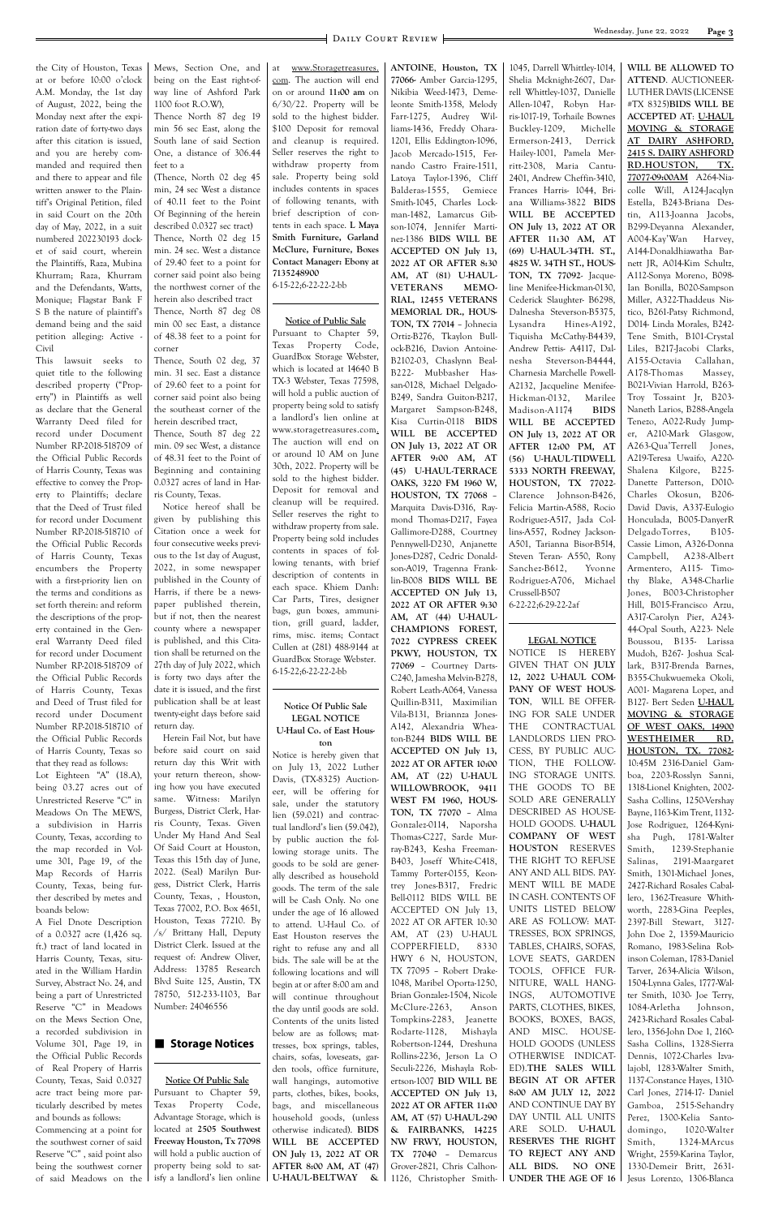the City of Houston, Texas at or before 10:00 o'clock A.M. Monday, the 1st day of August, 2022, being the Monday next after the expiration date of forty-two days after this citation is issued, and you are hereby commanded and required then and there to appear and file written answer to the Plaintiff's Original Petition, filed in said Court on the 20th day of May, 2022, in a suit numbered 202230193 docket of said court, wherein the Plaintiffs, Raza, Mubina Khurram; Raza, Khurram and the Defendants, Watts, Monique; Flagstar Bank F S B the nature of plaintiff's demand being and the said petition alleging: Active - Civil

This lawsuit seeks to quiet title to the following described property ("Property") in Plaintiffs as well as declare that the General Warranty Deed filed for record under Document Number RP-2018-518709 of the Official Public Records of Harris County, Texas was effective to convey the Property to Plaintiffs; declare that the Deed of Trust filed for record under Document Number RP-2018-518710 of the Official Public Records of Harris County, Texas encumbers the Property with a first-priority lien on the terms and conditions as set forth therein: and reform the descriptions of the property contained in the General Warranty Deed filed for record under Document Number RP-2018-518709 of the Official Public Records of Harris County, Texas and Deed of Trust filed for record under Document Number RP-2018-518710 of the Official Public Records of Harris County, Texas so that they read as follows:

Lot Eighteen "A" (18.A), being 03.27 acres out of Unrestricted Reserve "C" in Meadows On The MEWS, a subdivision in Harris County, Texas, according to the map recorded in Volume 301, Page 19, of the Map Records of Harris County, Texas, being further described by metes and bounds below:

A Fiel Dnote Description of a 0.0327 acre (1,426 sq. ft.) tract of land located in Harris County, Texas, situated in the William Hardin Survey, Abstract No. 24, and being a part of Unrestricted Reserve "C" in Meadows on the Mews Section One, a recorded subdivision in Volume 301, Page 19, in the Official Public Records of Real Property of Harris County, Texas, Said 0.0327 acre tract being more particularly described by metes and bounds as follows:

Commencing at a point for the southwest corner of said Reserve "C" , said point also being the southwest corner of said Meadows on the Mews, Section One, and being on the East right-of-way line of Ashford Park 1100 foot R.O.W),

Thence North 87 deg 19 min 56 sec East, along the South lane of said Section One, a distance of 306.44 feet to a

(Thence, North 02 deg 45 min, 24 sec West a distance of 40.11 feet to the Point Of Beginning of the herein described 0.0327 sec tract)

Thence, North 02 deg 15 min. 24 sec. West a distance of 29.40 feet to a point for corner said point also being the northwest corner of the herein also described tract

Thence, North 87 deg 08 min 00 sec East, a distance of 48.38 feet to a point for corner

Thence, South 02 deg, 37 min. 31 sec. East a distance of 29.60 feet to a point for corner said point also being the southeast corner of the herein described tract,

Thence, South 87 deg 22 min. 09 sec West, a distance of 48.31 feet to the Point of Beginning and containing 0.0327 acres of land in Harris County, Texas.

Notice hereof shall be given by publishing this Citation once a week for four consecutive weeks previous to the 1st day of August, 2022, in some newspaper published in the County of Harris, if there be a newspaper published therein, but if not, then the nearest county where a newspaper is published, and this Citation shall be returned on the 27th day of July 2022, which is forty two days after the date it is issued, and the first publication shall be at least twenty-eight days before said return day.

Herein Fail Not, but have before said court on said return day this Writ with your return thereon, showing how you have executed same. Witness: Marilyn Burgess, District Clerk, Harris County, Texas. Given Under My Hand And Seal Of Said Court at Houston, Texas this 15th day of June, 2022. (Seal) Marilyn Burgess, District Clerk, Harris County, Texas, , Houston, Texas 77002, P.O. Box 4651, Houston, Texas 77210. By /s/ Brittany Hall, Deputy District Clerk. Issued at the request of: Andrew Oliver, Address: 13785 Research Blvd Suite 125, Austin, TX 78750, 512-233-1103, Bar Number: 24046556

## Storage Notices

**Notice Of Public Sale**

Pursuant to Chapter 59, Texas Property Code, Advantage Storage, which is located at **2505 Southwest Freeway Houston, Tx 77098** will hold a public auction of property being sold to satisfy a landlord's lien online at www.Storagetreasures.com. The auction will end on or around **11:00 am** on 6/30/22. Property will be sold to the highest bidder. $100 Deposit for removal and cleanup is required. Seller reserves the right to withdraw property from sale. Property being sold includes contents in spaces of following tenants, with brief description of contents in each space. **L Maya Smith Furniture, Garland McClure, Furniture, Boxes Contact Manager: Ebony at 7135248900**

6-15-22;6-22-22-2-bb

**Notice of Public Sale**

Pursuant to Chapter 59, Texas Property Code, GuardBox Storage Webster, which is located at 14640 B TX-3 Webster, Texas 77598, will hold a public auction of property being sold to satisfy a landlord's lien online at www.storagetreasures.com. The auction will end on or around 10 AM on June 30th, 2022. Property will be sold to the highest bidder. Deposit for removal and cleanup will be required. Seller reserves the right to withdraw property from sale. Property being sold includes contents in spaces of following tenants, with brief description of contents in each space. Khiem Danh: Car Parts, Tires, designer bags, gun boxes, ammunition, grill guard, ladder, rims, misc. items; Contact Cullen at (281) 488-9144 at GuardBox Storage Webster.

6-15-22;6-22-22-2-bb

**Notice Of Public Sale**
**LEGAL NOTICE**
**U-Haul Co. of East Houston**

Notice is hereby given that on July 13, 2022 Luther Davis, (TX-8325) Auctioneer, will be offering for sale, under the statutory lien (59.021) and contractual landlord's lien (59.042), by public auction the following storage units. The goods to be sold are generally described as household goods. The term of the sale will be Cash Only. No one under the age of 16 allowed to attend. U-Haul Co. of East Houston reserves the right to refuse any and all bids. The sale will be at the following locations and will begin at or after 8:00 am and will continue throughout the day until goods are sold. Contents of the units listed below are as follows; mattresses, box springs, tables, chairs, sofas, loveseats, garden tools, office furniture, wall hangings, automotive parts, clothes, bikes, books, bags, and miscellaneous household goods, (unless otherwise indicated). **BIDS WILL BE ACCEPTED ON July 13, 2022 AT OR AFTER 8:00 AM, AT (47) U-HAUL-BELTWAY & ANTOINE, Houston, TX 77066-** Amber Garcia-1295, Nikisha Weed-1473, Demeleonte Smith-1358, Melody Farr-1275, Audrey Williams-1436, Freddy Ohara-1201, Ellis Eddington-1096, Jacob Mercado-1515, Fernando Castro Fraire-1511, Latoya Taylor-1396, Cliff Balderas-1555, Gemiece Smith-1045, Charles Lockman-1482, Lamarcus Gibson-1074, Jennifer Martinez-1386 **BIDS WILL BE ACCEPTED ON July 13, 2022 AT OR AFTER 8:30 AM, AT (81) U-HAUL-VETERANS MEMORIAL, 12455 VETERANS MEMORIAL DR., HOUSTON, TX 77014 –** Johnecia Ortiz-B276, Tkaylon Bullock-B216, Davion Antoine-B2102-03, Chaslynn Beal-B222- Mubbasher Hassan-0128, Michael Delgado-B249, Sandra Guiton-B217, Margaret Sampson-B248, Kisa Curtin-0118 **BIDS WILL BE ACCEPTED ON July 13, 2022 AT OR AFTER 9:00 AM, AT (45) U-HAUL-TERRACE OAKS, 3220 FM 1960 W, HOUSTON, TX 77068 –** Marquita Davis-D316, Raymond Thomas-D217, Fayea Gallimore-D288, Courtney Pennywell-D230, Anjanette Jones-D287, Cedric Donaldson-A019, Tragenna Franklin-B008 **BIDS WILL BE ACCEPTED ON July 13, 2022 AT OR AFTER 9:30 AM, AT (44) U-HAUL-CHAMPIONS FOREST, 7022 CYPRESS CREEK PKWY, HOUSTON, TX 77069 –** Courtney Darts-C240, Jamesha Melvin-B278, Robert Leath-A064, Vanessa Quillin-B311, Maximilian Vila-B131, Briannza Jones-A142, Alexandria Wheaton-B244 **BIDS WILL BE ACCEPTED ON July 13, 2022 AT OR AFTER 10:00 AM, AT (22) U-HAUL WILLOWBROOK, 9411 WEST FM 1960, HOUSTON, TX 77070 –** Alma Gonzalez-0114, Naporsha Thomas-C227, Sarde Murray-B243, Kesha Freeman-B403, Joseff White-C418, Tammy Porter-0155, Keontrey Jones-B317, Fredric Bell-0112 BIDS WILL BE ACCEPTED ON July 13, 2022 AT OR AFTER 10:30 AM, AT (23) U-HAUL COPPERFIELD, 8330 HWY 6 N, HOUSTON, TX 77095 – Robert Drake-1048, Maribel Oporta-1250, Brian Gonzalez-1504, Nicole McClure-2263, Anson Tompkins-2283, Jeanette Rodarte-1128, Mishayla Robertson-1244, Dreshuna Rollins-2236, Jerson La O Seculi-2226, Mishayla Robertson-1007 **BID WILL BE ACCEPTED ON July 13, 2022 AT OR AFTER 11:00 AM, AT (57) U-HAUL-290 & FAIRBANKS, 14225 NW FRWY, HOUSTON, TX 77040 –** Demarcus Grover-2821, Chris Calhon-1126, Christopher Smith-1045, Darrell Whittley-1014, Shelia Mcknight-2607, Darrell Whittley-1037, Danielle Allen-1047, Robyn Harris-1017-19, Torhaile Bownes Buckley-1209, Michelle Ermerson-2413, Derrick Hailey-1001, Pamela Merritt-2308, Maria Cantu-2401, Andrew Cheffin-3410, Frances Harris- 1044, Briana Williams-3822 **BIDS WILL BE ACCEPTED ON July 13, 2022 AT OR AFTER 11:30 AM, AT (69) U-HAUL-34TH. ST., 4825 W. 34TH ST., HOUSTON, TX 77092-** Jacqueline Menifee-Hickman-0130, Cederick Slaughter- B6298, Dalnesha Steverson-B5375, Lysandra Hines-A192, Tiquisha McCathy-B4439, Andrew Pettis- A4117, Dalnesha Steverson-B4444, Charnesia Marchelle Powell-A2132, Jacqueline Menifee-Hickman-0132, Marilee Madison-A1174 **BIDS WILL BE ACCEPTED ON July 13, 2022 AT OR AFTER 12:00 PM, AT (56) U-HAUL-TIDWELL 5333 NORTH FREEWAY, HOUSTON, TX 77022-** Clarence Johnson-B426, Felicia Martin-A588, Rocio Rodriguez-A517, Jada Collins-A557, Rodney Jackson-A501, Tarianna Bisor-B514, Steven Teran- A550, Rony Sanchez-B612, Yvonne Rodriguez-A706, Michael Crussell-B507

6-22-22;6-29-22-2af

**LEGAL NOTICE**

NOTICE IS HEREBY GIVEN THAT ON **JULY 12, 2022 U-HAUL COMPANY OF WEST HOUSTON**, WILL BE OFFERING FOR SALE UNDER THE CONTRACTUAL LANDLORDS LIEN PROCESS, BY PUBLIC AUCTION, THE FOLLOWING STORAGE UNITS. THE GOODS TO BE SOLD ARE GENERALLY DESCRIBED AS HOUSEHOLD GOODS. **U-HAUL COMPANY OF WEST HOUSTON** RESERVES THE RIGHT TO REFUSE ANY AND ALL BIDS. PAYMENT WILL BE MADE IN CASH. CONTENTS OF UNITS LISTED BELOW ARE AS FOLLOW: MATTRESSES, BOX SPRINGS, TABLES, CHAIRS, SOFAS, LOVE SEATS, GARDEN TOOLS, OFFICE FURNITURE, WALL HANGINGS, AUTOMOTIVE PARTS, CLOTHES, BIKES, BOOKS, BOXES, BAGS, AND MISC. HOUSEHOLD GOODS (UNLESS OTHERWISE INDICATED).**THE SALES WILL BEGIN AT OR AFTER 8:00 AM JULY 12, 2022** AND CONTINUE DAY BY DAY UNTIL ALL UNITS ARE SOLD. **U-HAUL RESERVES THE RIGHT TO REJECT ANY AND ALL BIDS. NO ONE UNDER THE AGE OF 16 WILL BE ALLOWED TO ATTEND.** AUCTIONEER-LUTHER DAVIS (LICENSE #TX 8325)**BIDS WILL BE ACCEPTED AT: U-HAUL MOVING & STORAGE AT DAIRY ASHFORD, 2415 S. DAIRY ASHFORD RD.HOUSTON, TX. 77077-09:00AM** A264-Niacolle Will, A124-Jacqlyn Estella, B243-Briana Destin, A113-Joanna Jacobs, B299-Deyanna Alexander, A004-Kay'Wan Harvey, A144-Donaldhiawatha Barnett JR, A014-Kim Schultz, A112-Sonya Moreno, B098-Ian Bonilla, B020-Sampson Miller, A322-Thaddeus Nistico, B261-Patsy Richmond, D014- Linda Morales, B242-Tene Smith, B101-Crystal Liles, B217-Jacobi Clarks, A155-Octavia Callahan, A178-Thomas Massey, B021-Vivian Harrold, B263-Troy Tossaint Jr, B203-Naneth Larios, B288-Angela Tenezo, A022-Rudy Jumper, A210-Mark Glasgow, A263-Qua'Terrell Jones, A219-Teresa Uwaifo, A220-Shalena Kilgore, B225-Danette Patterson, D010-Charles Okosun, B206-David Davis, A337-Eulogio Honculada, B005-DanyerR DelgadoTorres, B105-Cassie Limon, A326-Donna Campbell, A238-Albert Armentero, A115- Timothy Blake, A348-Charlie Jones, B003-Christopher Hill, B015-Francisco Arzu, A317-Carolyn Pier, A243-44-Opal South, A223- Nele Boussou, B135- Larissa Mudoh, B267- Joshua Scallark, B317-Brenda Barnes, B355-Chukwuemeka Okoli, A001- Magarena Lopez, and B127- Bert Seden **U-HAUL MOVING & STORAGE OF WEST OAKS, 14900 WESTHEIMER RD. HOUSTON, TX. 77082-** 10:45M 2316-Daniel Gamboa, 2203-Rosslyn Sanni, 1318-Lionel Knighten, 2002-Sasha Collins, 1250-Vershay Bayne, 1163-Kim Trent, 1132-Jose Rodriguez, 1264-Kynisha Pugh, 1781-Walter Smith, 1239-Stephanie Salinas, 2191-Maargaret Smith, 1301-Michael Jones, 2427-Richard Rosales Caballero, 1362-Treasure Whithworth, 2283-Gina Peeples, 2397-Bill Stewart, 3127-John Doe 2, 1359-Mauricio Romano, 1983-Selina Robinson Coleman, 1783-Daniel Tarver, 2634-Alicia Wilson, 1504-Lynna Gales, 1777-Walter Smith, 1030- Joe Terry, 1084-Arletha Johnson, 2423-Richard Rosales Caballero, 1356-John Doe 1, 2160-Sasha Collins, 1328-Sierra Dennis, 1072-Charles Izvalajobl, 1283-Walter Smith, 1137-Constance Hayes, 1310-Carl Jones, 2714-17- Daniel Gamboa, 2515-Sehandry Perez, 1300-Kelia Santodomingo, 1020-Walter Smith, 1324-MArcus Wright, 2559-Karina Taylor, 1330-Demeir Britt, 2631-Jesus Lorenzo, 1306-Blanca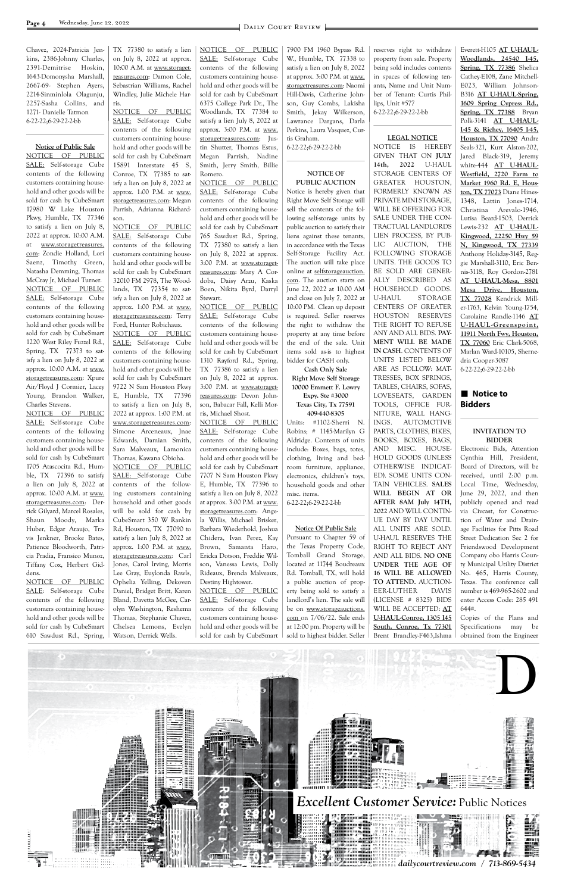Chavez, 2024-Patricia Jenkins, 2386-Johnny Charles, 2391-Demitrise Hoskin, 1643-Domonysha Marshall, 2667-69- Stephen Ayers, 2214-Sinminlola Olagunju, 2257-Sasha Collins, and 1271- Danielle Tatmon
6-22-22;6-29-22-2-bb

**Notice of Public Sale**

NOTICE OF PUBLIC SALE: Self-storage Cube contents of the following customers containing household and other goods will be sold for cash by CubeSmart 17980 W Lake Houston Pkwy, Humble, TX 77346 to satisfy a lien on July 8, 2022 at approx. 10:00 A.M. at www.storagetreasures.com: Zondie Holland, Lori Saenz, Timothy Green, Natasha Demming, Thomas McCray Jr, Michael Turner.

NOTICE OF PUBLIC SALE: Self-storage Cube contents of the following customers containing household and other goods will be sold for cash by CubeSmart 1220 West Riley Fuzzel Rd., Spring, TX 77373 to satisfy a lien on July 8, 2022 at approx. 10:00 A.M. at www.storagetreasures.com: Xpure Air/Floyd J Cormier, Lacey Young, Brandon Walker, Charles Stevens.

NOTICE OF PUBLIC SALE: Self-storage Cube contents of the following customers containing household and other goods will be sold for cash by CubeSmart 1705 Atascocita Rd., Humble, TX 77396 to satisfy a lien on July 8, 2022 at approx. 10:00 A.M. at www.storagetreasures.com: Derrick Gilyard, Marcel Rosales, Shaun Moody, Marka Huber, Edgar Araujo, Travis Jenkner, Brooke Bates, Patience Bloodworth, Patricia Pradia, Fransico Munoz, Tiffany Cox, Herbert Giddens.

NOTICE OF PUBLIC SALE: Self-storage Cube contents of the following customers containing household and other goods will be sold for cash by CubeSmart 610 Sawdust Rd., Spring, TX 77380 to satisfy a lien on July 8, 2022 at approx. 10:00 A.M. at www.storagetreasures.com: Damon Cole, Sebastrian Williams, Rachel Windley, Julie Michele Harris.

NOTICE OF PUBLIC SALE: Self-storage Cube contents of the following customers containing household and other goods will be sold for cash by CubeSmart 15891 Interstate 45 S, Conroe, TX 77385 to satisfy a lien on July 8, 2022 at approx. 1:00 P.M. at www.storagetreasures.com: Megan Parrish, Adrianna Richardson.

NOTICE OF PUBLIC SALE: Self-storage Cube contents of the following customers containing household and other goods will be sold for cash by CubeSmart 32010 FM 2978, The Woodlands, TX 77354 to satisfy a lien on July 8, 2022 at approx. 1:00 P.M. at www.storagetreasures.com: Terry Ford, Hunter Robichaux.

NOTICE OF PUBLIC SALE: Self-storage Cube contents of the following customers containing household and other goods will be sold for cash by CubeSmart 9722 N Sam Houston Pkwy E, Humble, TX 77396 to satisfy a lien on July 8, 2022 at approx. 1:00 P.M. at www.storagetreasures.com: Simone Arceneaux, Jnae Edwards, Damian Smith, Sara Malveaux, Lamonica Thomas, Kawana Obioha.

NOTICE OF PUBLIC SALE: Self-storage Cube contents of the following customers containing household and other goods will be sold for cash by CubeSmart 350 W Rankin Rd, Houston, TX 77090 to satisfy a lien July 8, 2022 at approx. 1:00 P.M. at www.storagetreasures.com: Carl Jones, Carol Irving, Morris Lee Gray, Euylonda Rawls, Ophelia Yelling, Dekoven Daniel, Bridget Britt, Karen Bland, Davetta McGee, Carolyn Washington, Reshema Thomas, Stephanie Chavez, Chelsea Lemons, Evelyn Watson, Derrick Wells.

NOTICE OF PUBLIC SALE: Self-storage Cube contents of the following customers containing household and other goods will be sold for cash by CubeSmart 6375 College Park Dr., The Woodlands, TX 77384 to satisfy a lien July 8, 2022 at approx. 3:00 P.M. at www.storagetreasures.com: Justin Shutter, Thomas Estus, Megan Parrish, Nadine Smith, Jerry Smith, Billie Romero.

NOTICE OF PUBLIC SALE: Self-storage Cube contents of the following customers containing household and other goods will be sold for cash by CubeSmart 765 Sawdust Rd., Spring, TX 77380 to satisfy a lien on July 8, 2022 at approx. 3:00 P.M. at www.storagetreasures.com: Mary A Cordoba, Daisy Arzu, Kaska Boen, Nikita Byrd, Darryl Stewart.

NOTICE OF PUBLIC SALE: Self-storage Cube contents of the following customers containing household and other goods will be sold for cash by CubeSmart 1310 Rayford Rd., Spring, TX 77386 to satisfy a lien on July 8, 2022 at approx. 3:00 P.M. at www.storagetreasures.com: Devon Johnson, Babacar Fall, Kelli Morris, Michael Shost.

NOTICE OF PUBLIC SALE: Self-storage Cube contents of the following customers containing household and other goods will be sold for cash by CubeSmart 7707 N Sam Houston Pkwy E, Humble, TX 77396 to satisfy a lien on July 8, 2022 at approx. 3:00 P.M. at www.storagetreasures.com: Angela Willis, Michael Brisker, Barbara Wiederhold, Joshua Chidera, Ivan Perez, Kay Brown, Samanta Haro, Ericka Dotson, Freddie Wilson, Vanessa Lewis, Dolly Rideaux, Brenda Malveaux, Destiny Hightower.

NOTICE OF PUBLIC SALE: Self-storage Cube contents of the following customers containing household and other goods will be sold for cash by CubeSmart 7900 FM 1960 Bypass Rd. W., Humble, TX 77338 to satisfy a lien on July 8, 2022 at approx. 3:00 P.M. at www.storagetreasures.com: Naomi Hill-Davis, Catherine Johnson, Guy Combs, Lakisha Smith, Jekay Wilkerson, Lawrance Dargans, Darla Perkins, Laura Vasquez, Curtis Graham.
6-22-22;6-29-22-2-bb

**NOTICE OF PUBLIC AUCTION**

Notice is hereby given that Right Move Self Storage will sell the contents of the following self-storage units by public auction to satisfy their liens against these tenants, in accordance with the Texas Self-Storage Facility Act. The auction will take place online at selfstorageauction.com. The auction starts on June 22, 2022 at 10:00 AM and close on July 7, 2022 at 10:00 PM. Clean up deposit is required. Seller reserves the right to withdraw the property at any time before the end of the sale. Unit items sold as-is to highest bidder for CASH only.

**Cash Only Sale**
**Right Move Self Storage**
**10000 Emmett F. Lowry Expy. Ste #3000**
**Texas City, Tx 77591**
**409-440-8305**

Units: #1102-Sherri N. Robins; # 1145-Marilyn G Aldridge. Contents of units include: Boxes, bags, totes, clothing, living and bedroom furniture, appliance, electronics, children's toys, household goods and other misc. items.
6-22-22;6-29-22-2-bb

**Notice Of Public Sale**

Pursuant to Chapter 59 of the Texas Property Code, Tomball Grand Storage, located at 11744 Boudreaux Rd. Tomball, TX, will hold a public auction of property being sold to satisfy a landlord's lien. The sale will be on www.storageauctions.com on 7/06/22. Sale ends at 12:00 pm. Property will be sold to highest bidder. Seller reserves right to withdraw property from sale. Property being sold includes contents in spaces of following tenants, Name and Unit Number of Tenant: Curtis Phillips, Unit #577
6-22-22;6-29-22-2-bb

**LEGAL NOTICE**

NOTICE IS HEREBY GIVEN THAT ON **JULY 14th, 2022** U-HAUL STORAGE CENTERS OF GREATER HOUSTON, FORMERLY KNOWN AS PRIVATE MINI STORAGE, WILL BE OFFERING FOR SALE UNDER THE CONTRACTUAL LANDLORDS LIEN PROCESS, BY PUBLIC AUCTION, THE FOLLOWING STORAGE UNITS. THE GOODS TO BE SOLD ARE GENERALLY DESCRIBED AS HOUSEHOLD GOODS. U-HAUL STORAGE CENTERS OF GREATER HOUSTON RESERVES THE RIGHT TO REFUSE ANY AND ALL BIDS. **PAYMENT WILL BE MADE IN CASH**. CONTENTS OF UNITS LISTED BELOW ARE AS FOLLOW: MATTRESSES, BOX SPRINGS, TABLES, CHAIRS, SOFAS, LOVESEATS, GARDEN TOOLS, OFFICE FURNITURE, WALL HANGINGS. AUTOMOTIVE PARTS, CLOTHES, BIKES, BOOKS, BOXES, BAGS, AND MISC. HOUSEHOLD GOODS (UNLESS OTHERWISE INDICATED). SOME UNITS CONTAIN VEHICLES. **SALES WILL BEGIN AT OR AFTER 8AM July 14TH, 2022** AND WILL CONTINUE DAY BY DAY UNTIL ALL UNITS ARE SOLD. U-HAUL RESERVES THE RIGHT TO REJECT ANY AND ALL BIDS. **NO ONE UNDER THE AGE OF 16 WILL BE ALLOWED TO ATTEND.** AUCTIONEER-LUTHER DAVIS (LICENSE # 8325) BIDS WILL BE ACCEPTED: **AT U-HAUL-Conroe, 1305 I45 South. Conroe, Tx 77301** Brent Brandley-F463, Ishma Everett-H105 **AT U-HAUL-Woodlands, 24540 I-45, Spring, TX 77386** Shelica Cathey-E108, Zane Mitchell-E023, William Johnson-B316 **AT U-HAUL-Spring, 1609 Spring Cypress Rd., Spring, TX 77388** Bryan Polk-3141 **AT U-HAUL-I-45 & Richey, 16405 I-45, Houston, TX 77090** Andre Seals-321, Kurt Alston-202, Jared Black-319, Jeremy white-444 **AT U-HAUL-Westfield, 2720 Farm to Market 1960 Rd. E, Houston, TX 77073** Diane Hines-1348, Lattin Jones-1714, Christina Arevalo-1946, Lutisa Beard-1503, Derrick Lewis-232 **AT U-HAUL-Kingwood, 22250 Hwy 59 N, Kingwood, TX 77339** Anthony Holiday-3145, Reggie Marshall-3110, Eric Bennis-3118, Roy Gordon-2781 **AT U-HAUL-Mesa, 8801 Mesa Drive, Houston, TX 77028** Kendrick Miller-1763, Kelvin Young-1754, Caroline Randle-1146 **AT U-HAUL-Greenspoint, 11911 North Fwy, Houston, TX 77060** Eric Clark-5068, Marlan Ward-10105, Shernedra Cooper-3087
6-22-22;6-29-22-2-bb

## Notice to Bidders

**INVITATION TO BIDDER**

Electronic Bids, Attention Cynthia Hill, President, Board of Directors, will be received, until 2:00 p.m. Local Time, Wednesday, June 29, 2022, and then publicly opened and read via Civcast, for Construction of Water and Drainage Facilities for Pitts Road Street Dedication Sec 2 for Friendswood Development Company obo Harris County Municipal Utility District No. 465, Harris County, Texas. The conference call number is 469-965-2602 and enter Access Code: 285 491 644#.

Copies of the Plans and Specifications may be obtained from the Engineer

*Excellent Customer Service:* Public Notices

*dailycourtreview.com / 713-869-5434*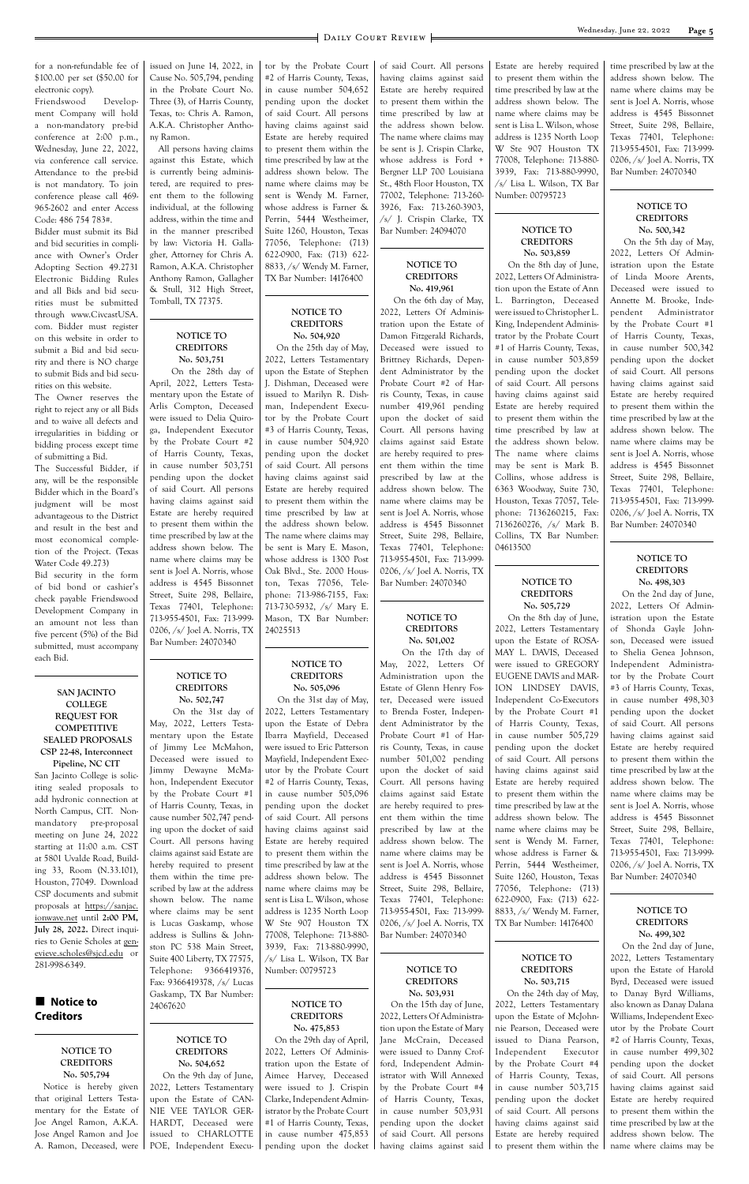for a non-refundable fee of $100.00 per set ($50.00 for electronic copy).

Friendswood Development Company will hold a non-mandatory pre-bid conference at 2:00 p.m., Wednesday, June 22, 2022, via conference call service. Attendance to the pre-bid is not mandatory. To join conference please call 469-965-2602 and enter Access Code: 486 754 783#.

Bidder must submit its Bid and bid securities in compliance with Owner's Order Adopting Section 49.2731 Electronic Bidding Rules and all Bids and bid securities must be submitted through www.CivcastUSA.com. Bidder must register on this website in order to submit a Bid and bid security and there is NO charge to submit Bids and bid securities on this website.

The Owner reserves the right to reject any or all Bids and to waive all defects and irregularities in bidding or bidding process except time of submitting a Bid.

The Successful Bidder, if any, will be the responsible Bidder which in the Board's judgment will be most advantageous to the District and result in the best and most economical completion of the Project. (Texas Water Code 49.273)

Bid security in the form of bid bond or cashier's check payable Friendswood Development Company in an amount not less than five percent (5%) of the Bid submitted, must accompany each Bid.

### SAN JACINTO COLLEGE REQUEST FOR COMPETITIVE SEALED PROPOSALS CSP 22-48, Interconnect Pipeline, NC CIT

San Jacinto College is soliciting sealed proposals to add hydronic connection at North Campus, CIT. Non-mandatory pre-proposal meeting on June 24, 2022 starting at 11:00 a.m. CST at 5801 Uvalde Road, Building 33, Room (N.33.101), Houston, 77049. Download CSP documents and submit proposals at https://sanjac.ionwave.net until **2:00 PM, July 28, 2022.** Direct inquiries to Genie Scholes at genevieve.scholes@sjcd.edu or 281-998-6349.

## Notice to Creditors

### NOTICE TO CREDITORS No. 505,794

Notice is hereby given that original Letters Testamentary for the Estate of Joe Angel Ramon, A.K.A. Jose Angel Ramon and Joe A. Ramon, Deceased, were issued on June 14, 2022, in Cause No. 505,794, pending in the Probate Court No. Three (3), of Harris County, Texas, to: Chris A. Ramon, A.K.A. Christopher Anthony Ramon.

All persons having claims against this Estate, which is currently being administered, are required to present them to the following individual, at the following address, within the time and in the manner prescribed by law: Victoria H. Gallagher, Attorney for Chris A. Ramon, A.K.A. Christopher Anthony Ramon, Gallagher & Stull, 312 High Street, Tomball, TX 77375.

### NOTICE TO CREDITORS No. 503,751

On the 28th day of April, 2022, Letters Testamentary upon the Estate of Arlis Compton, Deceased were issued to Delia Quiroga, Independent Executor by the Probate Court #2 of Harris County, Texas, in cause number 503,751 pending upon the docket of said Court. All persons having claims against said Estate are hereby required to present them within the time prescribed by law at the address shown below. The name where claims may be sent is Joel A. Norris, whose address is 4545 Bissonnet Street, Suite 298, Bellaire, Texas 77401, Telephone: 713-955-4501, Fax: 713-999-0206, /s/ Joel A. Norris, TX Bar Number: 24070340

### NOTICE TO CREDITORS No. 502,747

On the 31st day of May, 2022, Letters Testamentary upon the Estate of Jimmy Lee McMahon, Deceased were issued to Jimmy Dewayne McMahon, Independent Executor by the Probate Court #1 of Harris County, Texas, in cause number 502,747 pending upon the docket of said Court. All persons having claims against said Estate are hereby required to present them within the time prescribed by law at the address shown below. The name where claims may be sent is Lucas Gaskamp, whose address is Sullins & Johnston PC 538 Main Street, Suite 400 Liberty, TX 77575, Telephone: 9366419376, Fax: 9366419378, /s/ Lucas Gaskamp, TX Bar Number: 24067620

### NOTICE TO CREDITORS No. 504,652

On the 9th day of June, 2022, Letters Testamentary upon the Estate of CANNIE VEE TAYLOR GERHARDT, Deceased were issued to CHARLOTTE POE, Independent Executor by the Probate Court #2 of Harris County, Texas, in cause number 504,652 pending upon the docket of said Court. All persons having claims against said Estate are hereby required to present them within the time prescribed by law at the address shown below. The name where claims may be sent is Wendy M. Farner, whose address is Farner & Perrin, 5444 Westheimer, Suite 1260, Houston, Texas 77056, Telephone: (713) 622-0900, Fax: (713) 622-8833, /s/ Wendy M. Farner, TX Bar Number: 14176400

### NOTICE TO CREDITORS No. 504,920

On the 25th day of May, 2022, Letters Testamentary upon the Estate of Stephen J. Dishman, Deceased were issued to Marilyn R. Dishman, Independent Executor by the Probate Court #3 of Harris County, Texas, in cause number 504,920 pending upon the docket of said Court. All persons having claims against said Estate are hereby required to present them within the time prescribed by law at the address shown below. The name where claims may be sent is Mary E. Mason, whose address is 1300 Post Oak Blvd., Ste. 2000 Houston, Texas 77056, Telephone: 713-986-7155, Fax: 713-730-5932, /s/ Mary E. Mason, TX Bar Number: 24025513

### NOTICE TO CREDITORS No. 505,096

On the 31st day of May, 2022, Letters Testamentary upon the Estate of Debra Ibarra Mayfield, Deceased were issued to Eric Patterson Mayfield, Independent Executor by the Probate Court #2 of Harris County, Texas, in cause number 505,096 pending upon the docket of said Court. All persons having claims against said Estate are hereby required to present them within the time prescribed by law at the address shown below. The name where claims may be sent is Lisa L. Wilson, whose address is 1235 North Loop W Ste 907 Houston TX 77008, Telephone: 713-880-3939, Fax: 713-880-9990, /s/ Lisa L. Wilson, TX Bar Number: 00795723

### NOTICE TO CREDITORS No. 475,853

On the 29th day of April, 2022, Letters Of Administration upon the Estate of Aimee Harvey, Deceased were issued to J. Crispin Clarke, Independent Administrator by the Probate Court #1 of Harris County, Texas, in cause number 475,853 pending upon the docket of said Court. All persons having claims against said Estate are hereby required to present them within the time prescribed by law at the address shown below. The name where claims may be sent is J. Crispin Clarke, whose address is Ford + Bergner LLP 700 Louisiana St., 48th Floor Houston, TX 77002, Telephone: 713-260-3926, Fax: 713-260-3903, /s/ J. Crispin Clarke, TX Bar Number: 24094070

### NOTICE TO CREDITORS No. 419,961

On the 6th day of May, 2022, Letters Of Administration upon the Estate of Damon Fitzgerald Richards, Deceased were issued to Brittney Richards, Dependent Administrator by the Probate Court #2 of Harris County, Texas, in cause number 419,961 pending upon the docket of said Court. All persons having claims against said Estate are hereby required to present them within the time prescribed by law at the address shown below. The name where claims may be sent is Joel A. Norris, whose address is 4545 Bissonnet Street, Suite 298, Bellaire, Texas 77401, Telephone: 713-955-4501, Fax: 713-999-0206, /s/ Joel A. Norris, TX Bar Number: 24070340

### NOTICE TO CREDITORS No. 501,002

On the 17th day of May, 2022, Letters Of Administration upon the Estate of Glenn Henry Foster, Deceased were issued to Brenda Foster, Independent Administrator by the Probate Court #1 of Harris County, Texas, in cause number 501,002 pending upon the docket of said Court. All persons having claims against said Estate are hereby required to present them within the time prescribed by law at the address shown below. The name where claims may be sent is Joel A. Norris, whose address is 4545 Bissonnet Street, Suite 298, Bellaire, Texas 77401, Telephone: 713-955-4501, Fax: 713-999-0206, /s/ Joel A. Norris, TX Bar Number: 24070340

### NOTICE TO CREDITORS No. 503,931

On the 15th day of June, 2022, Letters Of Administration upon the Estate of Mary Jane McCrain, Deceased were issued to Danny Crofford, Independent Administrator with Will Annexed by the Probate Court #4 of Harris County, Texas, in cause number 503,931 pending upon the docket of said Court. All persons having claims against said Estate are hereby required to present them within the time prescribed by law at the address shown below. The name where claims may be sent is Lisa L. Wilson, whose address is 1235 North Loop W Ste 907 Houston TX 77008, Telephone: 713-880-3939, Fax: 713-880-9990, /s/ Lisa L. Wilson, TX Bar Number: 00795723

### NOTICE TO CREDITORS No. 503,859

On the 8th day of June, 2022, Letters Of Administration upon the Estate of Ann L. Barrington, Deceased were issued to Christopher L. King, Independent Administrator by the Probate Court #1 of Harris County, Texas, in cause number 503,859 pending upon the docket of said Court. All persons having claims against said Estate are hereby required to present them within the time prescribed by law at the address shown below. The name where claims may be sent is Mark B. Collins, whose address is 6363 Woodway, Suite 730, Houston, Texas 77057, Telephone: 7136260215, Fax: 7136260276, /s/ Mark B. Collins, TX Bar Number: 04613500

### NOTICE TO CREDITORS No. 505,729

On the 8th day of June, 2022, Letters Testamentary upon the Estate of ROSA-MAY L. DAVIS, Deceased were issued to GREGORY EUGENE DAVIS and MARION LINDSEY DAVIS, Independent Co-Executors by the Probate Court #1 of Harris County, Texas, in cause number 505,729 pending upon the docket of said Court. All persons having claims against said Estate are hereby required to present them within the time prescribed by law at the address shown below. The name where claims may be sent is Wendy M. Farner, whose address is Farner & Perrin, 5444 Westheimer, Suite 1260, Houston, Texas 77056, Telephone: (713) 622-0900, Fax: (713) 622-8833, /s/ Wendy M. Farner, TX Bar Number: 14176400

### NOTICE TO CREDITORS No. 503,715

On the 24th day of May, 2022, Letters Testamentary upon the Estate of McJohnnie Pearson, Deceased were issued to Diana Pearson, Independent Executor by the Probate Court #4 of Harris County, Texas, in cause number 503,715 pending upon the docket of said Court. All persons having claims against said Estate are hereby required to present them within the time prescribed by law at the address shown below. The name where claims may be sent is Joel A. Norris, whose address is 4545 Bissonnet Street, Suite 298, Bellaire, Texas 77401, Telephone: 713-955-4501, Fax: 713-999-0206, /s/ Joel A. Norris, TX Bar Number: 24070340

### NOTICE TO CREDITORS No. 500,342

On the 5th day of May, 2022, Letters Of Administration upon the Estate of Linda Moore Arents, Deceased were issued to Annette M. Brooke, Independent Administrator by the Probate Court #1 of Harris County, Texas, in cause number 500,342 pending upon the docket of said Court. All persons having claims against said Estate are hereby required to present them within the time prescribed by law at the address shown below. The name where claims may be sent is Joel A. Norris, whose address is 4545 Bissonnet Street, Suite 298, Bellaire, Texas 77401, Telephone: 713-955-4501, Fax: 713-999-0206, /s/ Joel A. Norris, TX Bar Number: 24070340

### NOTICE TO CREDITORS No. 498,303

On the 2nd day of June, 2022, Letters Of Administration upon the Estate of Shonda Gayle Johnson, Deceased were issued to Shelia Genea Johnson, Independent Administrator by the Probate Court #3 of Harris County, Texas, in cause number 498,303 pending upon the docket of said Court. All persons having claims against said Estate are hereby required to present them within the time prescribed by law at the address shown below. The name where claims may be sent is Joel A. Norris, whose address is 4545 Bissonnet Street, Suite 298, Bellaire, Texas 77401, Telephone: 713-955-4501, Fax: 713-999-0206, /s/ Joel A. Norris, TX Bar Number: 24070340

### NOTICE TO CREDITORS No. 499,302

On the 2nd day of June, 2022, Letters Testamentary upon the Estate of Harold Byrd, Deceased were issued to Danay Byrd Williams, also known as Danay Dalana Williams, Independent Executor by the Probate Court #2 of Harris County, Texas, in cause number 499,302 pending upon the docket of said Court. All persons having claims against said Estate are hereby required to present them within the time prescribed by law at the address shown below. The name where claims may be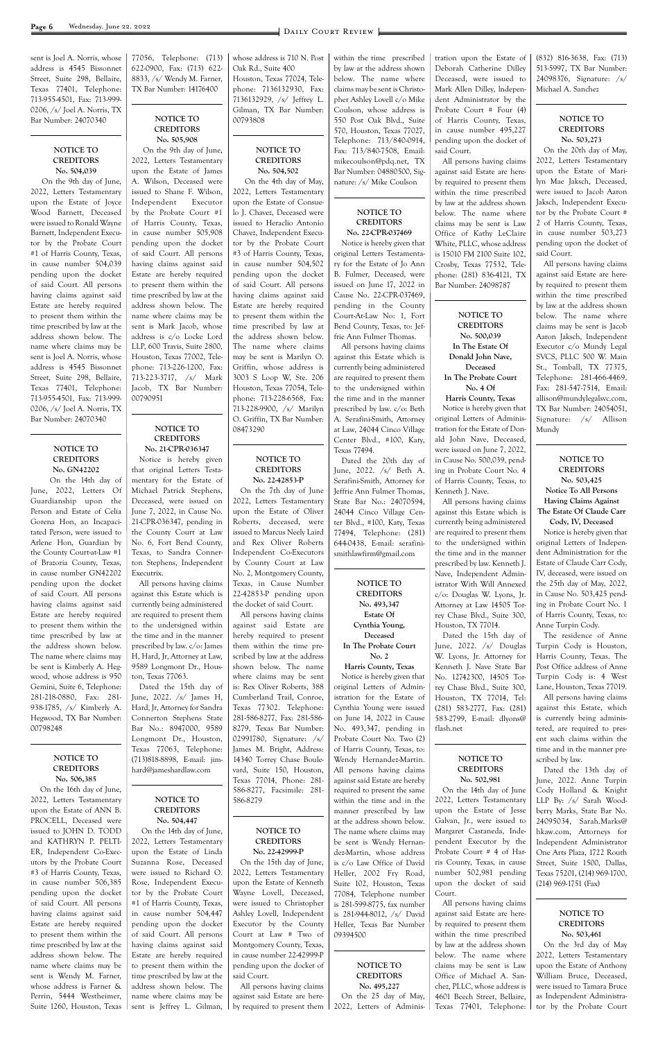sent is Joel A. Norris, whose address is 4545 Bissonnet Street, Suite 298, Bellaire, Texas 77401, Telephone: 713-955-4501, Fax: 713-999-0206, /s/ Joel A. Norris, TX Bar Number: 24070340

**NOTICE TO CREDITORS**
**No. 504,039**

On the 9th day of June, 2022, Letters Testamentary upon the Estate of Joyce Wood Barnett, Deceased were issued to Ronald Wayne Barnett, Independent Executor by the Probate Court #1 of Harris County, Texas, in cause number 504,039 pending upon the docket of said Court. All persons having claims against said Estate are hereby required to present them within the time prescribed by law at the address shown below. The name where claims may be sent is Joel A. Norris, whose address is 4545 Bissonnet Street, Suite 298, Bellaire, Texas 77401, Telephone: 713-955-4501, Fax: 713-999-0206, /s/ Joel A. Norris, TX Bar Number: 24070340

**NOTICE TO CREDITORS**
**No. GN42202**

On the 14th day of June, 2022, Letters Of Guardianship upon the Person and Estate of Celia Gorena Hon, an Incapacitated Person, were issued to Arlene Hon, Guardian by the County Court-at-Law #1 of Brazoria County, Texas, in cause number GN42202 pending upon the docket of said Court. All persons having claims against said Estate are hereby required to present them within the time prescribed by law at the address shown below. The name where claims may be sent is Kimberly A. Hegwood, whose address is 950 Gemini, Suite 6, Telephone: 281-218-0880, Fax: 281-938-1785, /s/ Kimberly A. Hegwood, TX Bar Number: 00798248

**NOTICE TO CREDITORS**
**No. 506,385**

On the 16th day of June, 2022, Letters Testamentary upon the Estate of ANN B. PROCELL, Deceased were issued to JOHN D. TODD and KATHRYN P. PELTIER, Independent Co-Executors by the Probate Court #3 of Harris County, Texas, in cause number 506,385 pending upon the docket of said Court. All persons having claims against said Estate are hereby required to present them within the time prescribed by law at the address shown below. The name where claims may be sent is Wendy M. Farner, whose address is Farner & Perrin, 5444 Westheimer, Suite 1260, Houston, Texas 77056, Telephone: (713) 622-0900, Fax: (713) 622-8833, /s/ Wendy M. Farner, TX Bar Number: 14176400

**NOTICE TO CREDITORS**
**No. 505,908**

On the 9th day of June, 2022, Letters Testamentary upon the Estate of James A. Wilson, Deceased were issued to Shane F. Wilson, Independent Executor by the Probate Court #1 of Harris County, Texas, in cause number 505,908 pending upon the docket of said Court. All persons having claims against said Estate are hereby required to present them within the time prescribed by law at the address shown below. The name where claims may be sent is Mark Jacob, whose address is c/o Locke Lord LLP, 600 Travis, Suite 2800, Houston, Texas 77002, Telephone: 713-226-1200, Fax: 713-223-3717, /s/ Mark Jacob, TX Bar Number: 00790951

**NOTICE TO CREDITORS**
**No. 21-CPR-036347**

Notice is hereby given that original Letters Testamentary for the Estate of Michael Patrick Stephens, Deceased, were issued on June 7, 2022, in Cause No. 21-CPR-036347, pending in the County Court at Law No. 6, Fort Bend County, Texas, to Sandra Connerton Stephens, Independent Executrix.

All persons having claims against this Estate which is currently being administered are required to present them to the undersigned within the time and in the manner prescribed by law. c/o: James H, Hard, Jr, Attorney at Law, 9589 Longmont Dr., Houston, Texas 77063.

Dated the 15th day of June, 2022. /s/ James H, Hard, Jr, Attorney for Sandra Connerton Stephens State Bar No.: 8947000, 9589 Longmont Dr., Houston, Texas 77063, Telephone: (713)818-8898, E-mail: jimhard@jameshardlaw.com

**NOTICE TO CREDITORS**
**No. 504,447**

On the 14th day of June, 2022, Letters Testamentary upon the Estate of Linda Suzanna Rose, Deceased were issued to Richard O. Rose, Independent Executor by the Probate Court #1 of Harris County, Texas, in cause number 504,447 pending upon the docket of said Court. All persons having claims against said Estate are hereby required to present them within the time prescribed by law at the address shown below. The name where claims may be sent is Jeffrey L. Gilman, whose address is 710 N. Post Oak Rd., Suite 400 Houston, Texas 77024, Telephone: 7136132930, Fax: 7136132929, /s/ Jeffrey L. Gilman, TX Bar Number: 00793808

**NOTICE TO CREDITORS**
**No. 504,502**

On the 4th day of May, 2022, Letters Testamentary upon the Estate of Consuelo J. Chavez, Deceased were issued to Heraclio Antonio Chavez, Independent Executor by the Probate Court #3 of Harris County, Texas, in cause number 504,502 pending upon the docket of said Court. All persons having claims against said Estate are hereby required to present them within the time prescribed by law at the address shown below. The name where claims may be sent is Marilyn O. Griffin, whose address is 3003 S Loop W, Ste. 206 Houston, Texas 77054, Telephone: 713-228-6568, Fax: 713-228-9900, /s/ Marilyn O. Griffin, TX Bar Number: 08473290

**NOTICE TO CREDITORS**
**No. 22-42853-P**

On the 7th day of June 2022, Letters Testamentary upon the Estate of Oliver Roberts, deceased, were issued to Marcus Neely Laird and Rex Oliver Roberts Independent Co-Executors by County Court at Law No. 2, Montgomery County, Texas, in Cause Number 22-42853-P pending upon the docket of said Court.

All persons having claims against said Estate are hereby required to present them within the time prescribed by law at the address shown below. The name where claims may be sent is: Rex Oliver Roberts, 388 Cumberland Trail, Conroe, Texas 77302. Telephone: 281-586-8277, Fax: 281-586-8279, Texas Bar Number: 02991780, Signature: /s/ James M. Bright, Address: 14340 Torrey Chase Boulevard, Suite 150, Houston, Texas 77014, Phone: 281-586-8277, Facsimile: 281-586-8279

**NOTICE TO CREDITORS**
**No. 22-42999-P**

On the 15th day of June, 2022, Letters Testamentary upon the Estate of Kenneth Wayne Lovell, Deceased, were issued to Christopher Ashley Lovell, Independent Executor by the County Court at Law # Two of Montgomery County, Texas, in cause number 22-42999-P pending upon the docket of said Court.

All persons having claims against said Estate are hereby required to present them within the time prescribed by law at the address shown below. The name where claims may be sent is Christopher Ashley Lovell c/o Mike Coulson, whose address is 550 Post Oak Blvd., Suite 570, Houston, Texas 77027, Telephone: 713/840-0914, Fax: 713/840-7508, Email: mikecoulson@pdq.net, TX Bar Number: 04880500, Signature: /s/ Mike Coulson

**NOTICE TO CREDITORS**
**No. 22-CPR-037469**

Notice is hereby given that original Letters Testamentary for the Estate of Jo Ann B. Fulmer, Deceased, were issued on June 17, 2022 in Cause No. 22-CPR-037469, pending in the County Court-At-Law No: 1, Fort Bend County, Texas, to: Jeffrie Ann Fulmer Thomas.

All persons having claims against this Estate which is currently being administered are required to present them to the undersigned within the time and in the manner prescribed by law. c/o: Beth A. Serafini-Smith, Attorney at Law, 24044 Cinco Village Center Blvd., #100, Katy, Texas 77494.

Dated the 20th day of June, 2022. /s/ Beth A. Serafini-Smith, Attorney for Jeffrie Ann Fulmer Thomas, State Bar No.: 24070594, 24044 Cinco Village Center Blvd., #100, Katy, Texas 77494, Telephone: (281) 644-0438, E-mail: serafinismithlawfirm@gmail.com

**NOTICE TO CREDITORS**
**No. 493,347**
**Estate Of**
**Cynthia Young, Deceased**
**In The Probate Court No. 2**
**Harris County, Texas**

Notice is hereby given that original Letters of Administration for the Estate of Cynthia Young were issued on June 14, 2022 in Cause No. 493,347, pending in Probate Court No. Two (2) of Harris County, Texas, to: Wendy Hernandez-Martin. All persons having claims against said Estate are hereby required to present the same within the time and in the manner prescribed by law at the address shown below. The name where claims may be sent is Wendy Hernandez-Martin, whose address is c/o Law Office of David Heller, 2002 Fry Road, Suite 102, Houston, Texas 77084, Telephone number is 281-599-8775, fax number is 281-944-8012, /s/ David Heller, Texas Bar Number 09394500

**NOTICE TO CREDITORS**
**No. 495,227**

On the 25 day of May, 2022, Letters of Administration upon the Estate of Deborah Catherine Dilley Deceased, were issued to Mark Allen Dilley, Independent Administrator by the Probate Court # Four (4) of Harris County, Texas, in cause number 495,227 pending upon the docket of said Court.

All persons having claims against said Estate are hereby required to present them within the time prescribed by law at the address shown below. The name where claims may be sent is Law Office of Kathy LeClaire White, PLLC, whose address is 15010 FM 2100 Suite 102, Crosby, Texas 77532, Telephone: (281) 836-4121, TX Bar Number: 24098787

**NOTICE TO CREDITORS**
**No. 500,039**
**In The Estate Of**
**Donald John Nave, Deceased**
**In The Probate Court No. 4 Of**
**Harris County, Texas**

Notice is hereby given that original Letters of Administration for the Estate of Donald John Nave, Deceased, were issued on June 7, 2022, in Cause No. 500,039, pending in Probate Court No. 4 of Harris County, Texas, to Kenneth J. Nave.

All persons having claims against this Estate which is currently being administered are required to present them to the undersigned within the time and in the manner prescribed by law. Kenneth J. Nave, Independent Administrator With Will Annexed c/o: Douglas W. Lyons, Jr. Attorney at Law 14505 Torrey Chase Blvd., Suite 300, Houston, TX 77014.

Dated the 15th day of June, 2022. /s/ Douglas W. Lyons, Jr. Attorney for Kenneth J. Nave State Bar No. 12742300, 14505 Torrey Chase Blvd., Suite 300, Houston, TX 77014, Tel: (281) 583-2777, Fax: (281) 583-2799, E-mail: dlyons@flash.net

**NOTICE TO CREDITORS**
**No. 502,981**

On the 14th day of June 2022, Letters Testamentary upon the Estate of Jesse Galvan, Jr., were issued to Margaret Castaneda, Independent Executor by the Probate Court # 4 of Harris County, Texas, in cause number 502,981 pending upon the docket of said Court.

All persons having claims against said Estate are hereby required to present them within the time prescribed by law at the address shown below. The name where claims may be sent is Law Office of Michael A. Sanchez, PLLC, whose address is 4601 Beech Street, Bellaire, Texas 77401, Telephone: (832) 816-3638, Fax: (713) 513-5997, TX Bar Number: 24098376, Signature: /s/ Michael A. Sanchez

**NOTICE TO CREDITORS**
**No. 503,273**

On the 20th day of May, 2022, Letters Testamentary upon the Estate of Marilyn Mae Jaksch, Deceased, were issued to Jacob Aaron Jaksch, Independent Executor by the Probate Court # 2 of Harris County, Texas, in cause number 503,273 pending upon the docket of said Court.

All persons having claims against said Estate are hereby required to present them within the time prescribed by law at the address shown below. The name where claims may be sent is Jacob Aaron Jaksch, Independent Executor c/o Mundy Legal SVCS, PLLC 500 W. Main St., Tomball, TX 77375, Telephone: 281-466-4469, Fax: 281-547-7514, Email: allison@mundylegalsvc.com, TX Bar Number: 24054051, Signature: /s/ Allison Mundy

**NOTICE TO CREDITORS**
**No. 503,425**
**Notice To All Persons Having Claims Against The Estate Of Claude Carr Cody, IV, Deceased**

Notice is hereby given that original Letters of Independent Administration for the Estate of Claude Carr Cody, IV, deceased, were issued on the 25th day of May, 2022, in Cause No. 503,425 pending in Probate Court No. 1 of Harris County, Texas, to: Anne Turpin Cody.

The residence of Anne Turpin Cody is Houston, Harris County, Texas. The Post Office address of Anne Turpin Cody is: 4 West Lane, Houston, Texas 77019.

All persons having claims against this Estate, which is currently being administered, are required to present such claims within the time and in the manner prescribed by law.

Dated the 13th day of June, 2022. Anne Turpin Cody Holland & Knight LLP By: /s/ Sarah Woodberry Marks, State Bar No. 24095034, Sarah.Marks@hkaw.com, Attorneys for Independent Administrator One Arts Plaza, 1722 Routh Street, Suite 1500, Dallas, Texas 75201, (214) 969-1700, (214) 969-1751 (Fax)

**NOTICE TO CREDITORS**
**No. 503,461**

On the 3rd day of May 2022, Letters Testamentary upon the Estate of Anthony William Bruce, Deceased, were issued to Tamara Bruce as Independent Administrator by the Probate Court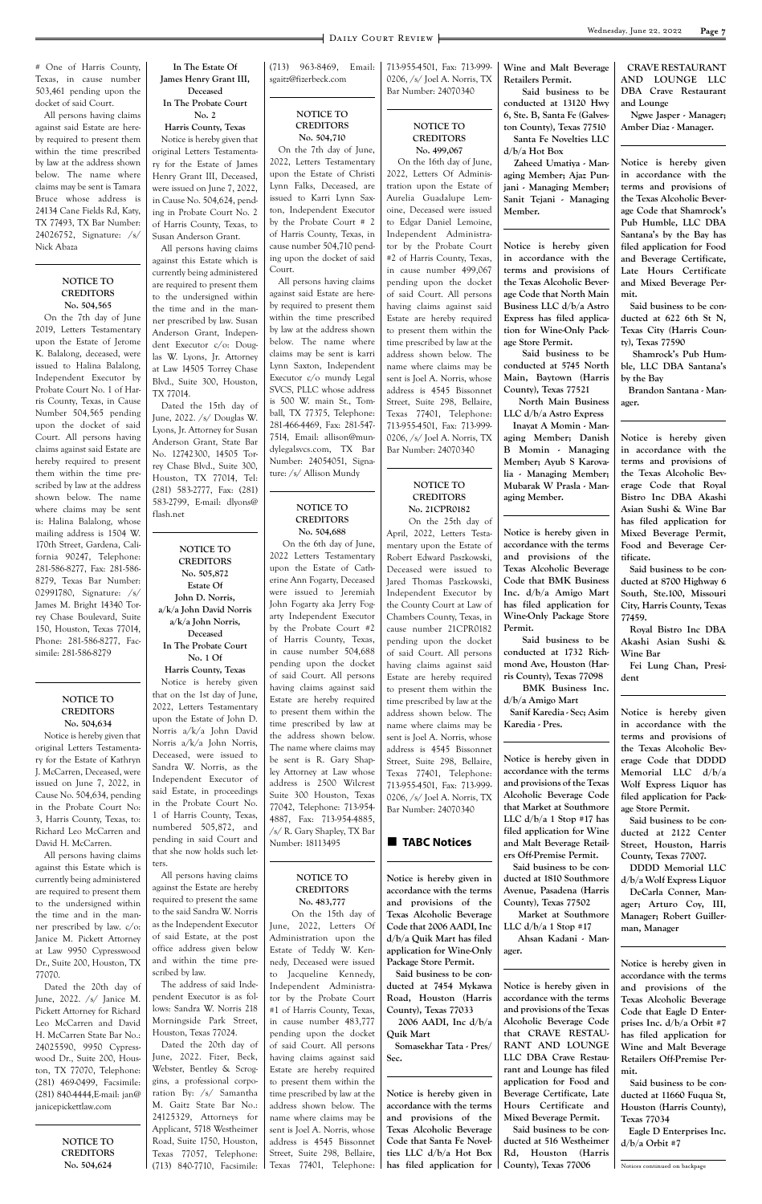# One of Harris County, Texas, in cause number 503,461 pending upon the docket of said Court.

All persons having claims against said Estate are hereby required to present them within the time prescribed by law at the address shown below. The name where claims may be sent is Tamara Bruce whose address is 24134 Cane Fields Rd, Katy, TX 77493, TX Bar Number: 24026752, Signature: /s/ Nick Abaza

**NOTICE TO CREDITORS**
**No. 504,565**

On the 7th day of June 2019, Letters Testamentary upon the Estate of Jerome K. Balalong, deceased, were issued to Halina Balalong, Independent Executor by Probate Court No. 1 of Harris County, Texas, in Cause Number 504,565 pending upon the docket of said Court. All persons having claims against said Estate are hereby required to present them within the time prescribed by law at the address shown below. The name where claims may be sent is: Halina Balalong, whose mailing address is 1504 W. 170th Street, Gardena, California 90247, Telephone: 281-586-8277, Fax: 281-586-8279, Texas Bar Number: 02991780, Signature: /s/ James M. Bright 14340 Torrey Chase Boulevard, Suite 150, Houston, Texas 77014, Phone: 281-586-8277, Facsimile: 281-586-8279

**NOTICE TO CREDITORS**
**No. 504,634**

Notice is hereby given that original Letters Testamentary for the Estate of Kathryn J. McCarren, Deceased, were issued on June 7, 2022, in Cause No. 504,634, pending in the Probate Court No: 3, Harris County, Texas, to: Richard Leo McCarren and David H. McCarren.

All persons having claims against this Estate which is currently being administered are required to present them to the undersigned within the time and in the manner prescribed by law. c/o: Janice M. Pickett Attorney at Law 9950 Cypresswood Dr., Suite 200, Houston, TX 77070.

Dated the 20th day of June, 2022. /s/ Janice M. Pickett Attorney for Richard Leo McCarren and David H. McCarren State Bar No.: 24025590, 9950 Cypresswood Dr., Suite 200, Houston, TX 77070, Telephone: (281) 469-0499, Facsimile: (281) 840-4444,E-mail: jan@janicepickettlaw.com

**NOTICE TO CREDITORS**
**No. 504,624**

**In The Estate Of James Henry Grant III, Deceased**
**In The Probate Court No. 2**
**Harris County, Texas**

Notice is hereby given that original Letters Testamentary for the Estate of James Henry Grant III, Deceased, were issued on June 7, 2022, in Cause No. 504,624, pending in Probate Court No. 2 of Harris County, Texas, to Susan Anderson Grant.

All persons having claims against this Estate which is currently being administered are required to present them to the undersigned within the time and in the manner prescribed by law. Susan Anderson Grant, Independent Executor c/o: Douglas W. Lyons, Jr. Attorney at Law 14505 Torrey Chase Blvd., Suite 300, Houston, TX 77014.

Dated the 15th day of June, 2022. /s/ Douglas W. Lyons, Jr. Attorney for Susan Anderson Grant, State Bar No. 12742300, 14505 Torrey Chase Blvd., Suite 300, Houston, TX 77014, Tel: (281) 583-2777, Fax: (281) 583-2799, E-mail: dlyons@flash.net

**NOTICE TO CREDITORS**
**No. 505,872**
**Estate Of John D. Norris, a/k/a John David Norris a/k/a John Norris, Deceased**
**In The Probate Court No. 1 Of Harris County, Texas**

Notice is hereby given that on the 1st day of June, 2022, Letters Testamentary upon the Estate of John D. Norris a/k/a John David Norris a/k/a John Norris, Deceased, were issued to Sandra W. Norris, as the Independent Executor of said Estate, in proceedings in the Probate Court No. 1 of Harris County, Texas, numbered 505,872, and pending in said Court and that she now holds such letters.

All persons having claims against the Estate are hereby required to present the same to the said Sandra W. Norris as the Independent Executor of said Estate, at the post office address given below and within the time prescribed by law.

The address of said Independent Executor is as follows: Sandra W. Norris 218 Morningside Park Street, Houston, Texas 77024.

Dated the 20th day of June, 2022. Fizer, Beck, Webster, Bentley & Scroggins, a professional corporation By: /s/ Samantha M. Gaitz State Bar No.: 24125329, Attorneys for Applicant, 5718 Westheimer Road, Suite 1750, Houston, Texas 77057, Telephone: (713) 840-7710, Facsimile: (713) 963-8469, Email: sgaitz@fizerbeck.com

**NOTICE TO CREDITORS**
**No. 504,710**

On the 7th day of June, 2022, Letters Testamentary upon the Estate of Christi Lynn Falks, Deceased, are issued to Karri Lynn Saxton, Independent Executor by the Probate Court # 2 of Harris County, Texas, in cause number 504,710 pending upon the docket of said Court.

All persons having claims against said Estate are hereby required to present them within the time prescribed by law at the address shown below. The name where claims may be sent is karri Lynn Saxton, Independent Executor c/o mundy Legal SVCS, PLLC whose address is 500 W. main St., Tomball, TX 77375, Telephone: 281-466-4469, Fax: 281-547-7514, Email: allison@mundylegalsvcs.com, TX Bar Number: 24054051, Signature: /s/ Allison Mundy

**NOTICE TO CREDITORS**
**No. 504,688**

On the 6th day of June, 2022 Letters Testamentary upon the Estate of Catherine Ann Fogarty, Deceased were issued to Jeremiah John Fogarty aka Jerry Fogarty Independent Executor by the Probate Court #2 of Harris County, Texas, in cause number 504,688 pending upon the docket of said Court. All persons having claims against said Estate are hereby required to present them within the time prescribed by law at the address shown below. The name where claims may be sent is R. Gary Shapley Attorney at Law whose address is 2500 Wilcrest Suite 300 Houston, Texas 77042, Telephone: 713-954-4887, Fax: 713-954-4885, /s/ R. Gary Shapley, TX Bar Number: 18113495

**NOTICE TO CREDITORS**
**No. 483,777**

On the 15th day of June, 2022, Letters Of Administration upon the Estate of Teddy W. Kennedy, Deceased were issued to Jacqueline Kennedy, Independent Administrator by the Probate Court #1 of Harris County, Texas, in cause number 483,777 pending upon the docket of said Court. All persons having claims against said Estate are hereby required to present them within the time prescribed by law at the address shown below. The name where claims may be sent is Joel A. Norris, whose address is 4545 Bissonnet Street, Suite 298, Bellaire, Texas 77401, Telephone: 713-955-4501, Fax: 713-999-0206, /s/ Joel A. Norris, TX Bar Number: 24070340

**NOTICE TO CREDITORS**
**No. 499,067**

On the 16th day of June, 2022, Letters Of Administration upon the Estate of Aurelia Guadalupe Lemoine, Deceased were issued to Edgar Daniel Lemoine, Independent Administrator by the Probate Court #2 of Harris County, Texas, in cause number 499,067 pending upon the docket of said Court. All persons having claims against said Estate are hereby required to present them within the time prescribed by law at the address shown below. The name where claims may be sent is Joel A. Norris, whose address is 4545 Bissonnet Street, Suite 298, Bellaire, Texas 77401, Telephone: 713-955-4501, Fax: 713-999-0206, /s/ Joel A. Norris, TX Bar Number: 24070340

**NOTICE TO CREDITORS**
**No. 21CPR0182**

On the 25th day of April, 2022, Letters Testamentary upon the Estate of Robert Edward Paszkowski, Deceased were issued to Jared Thomas Paszkowski, Independent Executor by the County Court at Law of Chambers County, Texas, in cause number 21CPR0182 pending upon the docket of said Court. All persons having claims against said Estate are hereby required to present them within the time prescribed by law at the address shown below. The name where claims may be sent is Joel A. Norris, whose address is 4545 Bissonnet Street, Suite 298, Bellaire, Texas 77401, Telephone: 713-955-4501, Fax: 713-999-0206, /s/ Joel A. Norris, TX Bar Number: 24070340

## TABC Notices

**Notice is hereby given in accordance with the terms and provisions of the Texas Alcoholic Beverage Code that 2006 AADI, Inc d/b/a Quik Mart has filed application for Wine-Only Package Store Permit.**

**Said business to be conducted at 7454 Mykawa Road, Houston (Harris County), Texas 77033**

**2006 AADI, Inc d/b/a Quik Mart**

**Somasekhar Tata - Pres/Sec.**

**Notice is hereby given in accordance with the terms and provisions of the Texas Alcoholic Beverage Code that Santa Fe Novelties LLC d/b/a Hot Box has filed application for Wine and Malt Beverage Retailers Permit.**

**Said business to be conducted at 13120 Hwy 6, Ste. B, Santa Fe (Galveston County), Texas 77510**

**Santa Fe Novelties LLC d/b/a Hot Box**

**Zaheed Umatiya - Managing Member; Ajaz Punjani - Managing Member; Sanit Tejani - Managing Member.**

**Notice is hereby given in accordance with the terms and provisions of the Texas Alcoholic Beverage Code that North Main Business LLC d/b/a Astro Express has filed application for Wine-Only Package Store Permit.**

**Said business to be conducted at 5745 North Main, Baytown (Harris County), Texas 77521**

**North Main Business LLC d/b/a Astro Express**

**Inayat A Momin - Managing Member; Danish B Momin - Managing Member; Ayub S Karovalia - Managing Member; Mubarak W Prasla - Managing Member.**

**Notice is hereby given in accordance with the terms and provisions of the Texas Alcoholic Beverage Code that BMK Business Inc. d/b/a Amigo Mart has filed application for Wine-Only Package Store Permit.**

**Said business to be conducted at 1732 Richmond Ave, Houston (Harris County), Texas 77098**

**BMK Business Inc. d/b/a Amigo Mart**

**Sanif Karedia - Sec; Asim Karedia - Pres.**

**Notice is hereby given in accordance with the terms and provisions of the Texas Alcoholic Beverage Code that Market at Southmore LLC d/b/a 1 Stop #17 has filed application for Wine and Malt Beverage Retailers Off-Premise Permit.**

**Said business to be conducted at 1810 Southmore Avenue, Pasadena (Harris County), Texas 77502**

**Market at Southmore LLC d/b/a 1 Stop #17**

**Ahsan Kadani - Manager.**

**Notice is hereby given in accordance with the terms and provisions of the Texas Alcoholic Beverage Code that CRAVE RESTAURANT AND LOUNGE LLC DBA Crave Restaurant and Lounge has filed application for Food and Beverage Certificate, Late Hours Certificate and Mixed Beverage Permit.**

**Said business to be conducted at 516 Westheimer Rd, Houston (Harris County), Texas 77006**

**CRAVE RESTAURANT AND LOUNGE LLC DBA Crave Restaurant and Lounge**

**Ngwe Jasper - Manager; Amber Diaz - Manager.**

**Notice is hereby given in accordance with the terms and provisions of the Texas Alcoholic Beverage Code that Shamrock's Pub Humble, LLC DBA Santana's by the Bay has filed application for Food and Beverage Certificate, Late Hours Certificate and Mixed Beverage Permit.**

**Said business to be conducted at 622 6th St N, Texas City (Harris County), Texas 77590**

**Shamrock's Pub Humble, LLC DBA Santana's by the Bay**

**Brandon Santana - Manager.**

**Notice is hereby given in accordance with the terms and provisions of the Texas Alcoholic Beverage Code that Royal Bistro Inc DBA Akashi Asian Sushi & Wine Bar has filed application for Mixed Beverage Permit, Food and Beverage Certificate.**

**Said business to be conducted at 8700 Highway 6 South, Ste.100, Missouri City, Harris County, Texas 77459.**

**Royal Bistro Inc DBA Akashi Asian Sushi & Wine Bar**

**Fei Lung Chan, President**

**Notice is hereby given in accordance with the terms and provisions of the Texas Alcoholic Beverage Code that DDDD Memorial LLC d/b/a Wolf Express Liquor has filed application for Package Store Permit.**

**Said business to be conducted at 2122 Center Street, Houston, Harris County, Texas 77007.**

**DDDD Memorial LLC d/b/a Wolf Express Liquor**

**DeCarla Conner, Manager; Arturo Coy, III, Manager; Robert Guillerman, Manager**

**Notice is hereby given in accordance with the terms and provisions of the Texas Alcoholic Beverage Code that Eagle D Enterprises Inc. d/b/a Orbit #7 has filed application for Wine and Malt Beverage Retailers Off-Premise Permit.**

**Said business to be conducted at 11660 Fuqua St, Houston (Harris County), Texas 77034**

**Eagle D Enterprises Inc. d/b/a Orbit #7**

Notices continued on backpage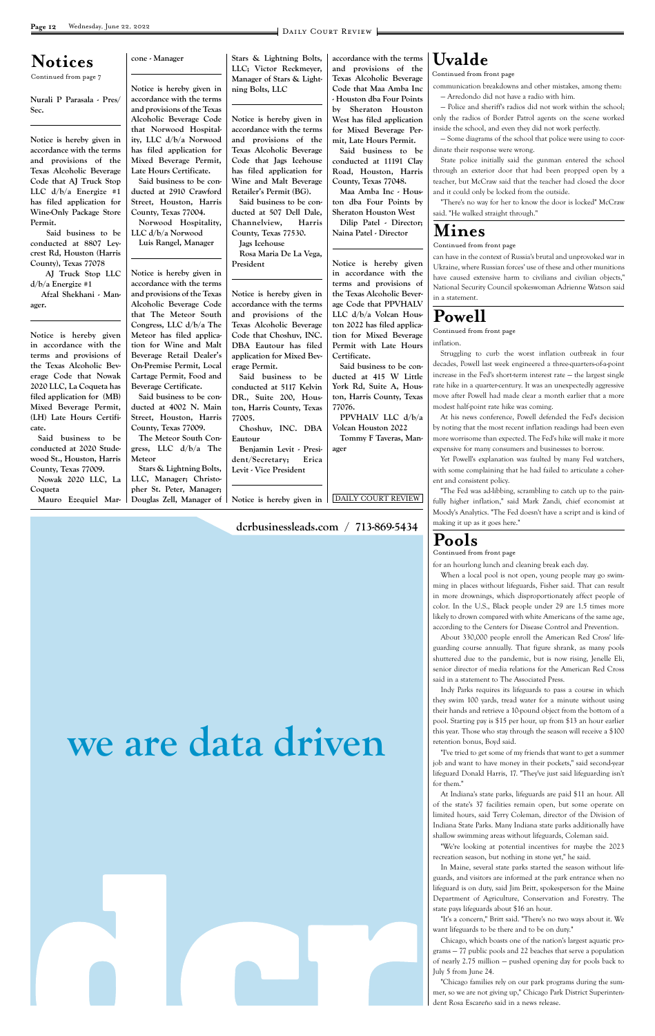# Notices

Continued from page 7

**Nurali P Parasala - Pres/Sec.**

---

**Notice is hereby given in accordance with the terms and provisions of the Texas Alcoholic Beverage Code that AJ Truck Stop LLC d/b/a Energize #1 has filed application for Wine-Only Package Store Permit.**

**Said business to be conducted at 8807 Leycrest Rd, Houston (Harris County), Texas 77078**

**AJ Truck Stop LLC d/b/a Energize #1**

**Afzal Shekhani - Manager.**

---

**Notice is hereby given in accordance with the terms and provisions of the Texas Alcoholic Beverage Code that Nowak 2020 LLC, La Coqueta has filed application for (MB) Mixed Beverage Permit, (LH) Late Hours Certificate.**

**Said business to be conducted at 2020 Studewood St., Houston, Harris County, Texas 77009.**

**Nowak 2020 LLC, La Coqueta**

**Mauro Ezequiel Marcone - Manager**

---

**Notice is hereby given in accordance with the terms and provisions of the Texas Alcoholic Beverage Code that Norwood Hospitality, LLC d/b/a Norwood has filed application for Mixed Beverage Permit, Late Hours Certificate.**

**Said business to be conducted at 2910 Crawford Street, Houston, Harris County, Texas 77004.**

**Norwood Hospitality, LLC d/b/a Norwood**

**Luis Rangel, Manager**

---

**Notice is hereby given in accordance with the terms and provisions of the Texas Alcoholic Beverage Code that The Meteor South Congress, LLC d/b/a The Meteor has filed application for Wine and Malt Beverage Retail Dealer's On-Premise Permit, Local Cartage Permit, Food and Beverage Certificate.**

**Said business to be conducted at 4002 N. Main Street, Houston, Harris County, Texas 77009.**

**The Meteor South Congress, LLC d/b/a The Meteor**

**Stars & Lightning Bolts, LLC, Manager; Christopher St. Peter, Manager; Douglas Zell, Manager of Stars & Lightning Bolts, LLC; Victor Reckmeyer, Manager of Stars & Lightning Bolts, LLC**

---

**Notice is hereby given in accordance with the terms and provisions of the Texas Alcoholic Beverage Code that Jags Icehouse has filed application for Wine and Malt Beverage Retailer's Permit (BG).**

**Said business to be conducted at 507 Dell Dale, Channelview, Harris County, Texas 77530.**

**Jags Icehouse**

**Rosa Maria De La Vega, President**

---

**Notice is hereby given in accordance with the terms and provisions of the Texas Alcoholic Beverage Code that Choshuv, INC. DBA Eautour has filed application for Mixed Beverage Permit.**

**Said business to be conducted at 5117 Kelvin DR., Suite 200, Houston, Harris County, Texas 77005.**

**Choshuv, INC. DBA Eautour**

**Benjamin Levit - President/Secretary; Erica Levit - Vice President**

---

**Notice is hereby given in accordance with the terms and provisions of the Texas Alcoholic Beverage Code that Maa Amba Inc - Houston dba Four Points by Sheraton Houston West has filed application for Mixed Beverage Permit, Late Hours Permit.**

**Said business to be conducted at 11191 Clay Road, Houston, Harris County, Texas 77048.**

**Maa Amba Inc - Houston dba Four Points by Sheraton Houston West**

**Dilip Patel - Director; Naina Patel - Director**

---

**Notice is hereby given in accordance with the terms and provisions of the Texas Alcoholic Beverage Code that PPVHALV LLC d/b/a Volcan Houston 2022 has filed application for Mixed Beverage Permit with Late Hours Certificate.**

**Said business to be conducted at 415 W Little York Rd, Suite A, Houston, Harris County, Texas 77076.**

**PPVHALV LLC d/b/a Volcan Houston 2022**

**Tommy F Taveras, Manager**

DAILY COURT REVIEW

dcrbusinessleads.com / 713-869-5434

we are data driven

dcr

# Uvalde

Continued from front page

communication breakdowns and other mistakes, among them:

— Arredondo did not have a radio with him.

— Police and sheriff's radios did not work within the school; only the radios of Border Patrol agents on the scene worked inside the school, and even they did not work perfectly.

— Some diagrams of the school that police were using to coordinate their response were wrong.

State police initially said the gunman entered the school through an exterior door that had been propped open by a teacher, but McCraw said that the teacher had closed the door and it could only be locked from the outside.

"There's no way for her to know the door is locked" McCraw said. "He walked straight through."

# Mines

Continued from front page

can have in the context of Russia's brutal and unprovoked war in Ukraine, where Russian forces' use of these and other munitions have caused extensive harm to civilians and civilian objects," National Security Council spokeswoman Adrienne Watson said in a statement.

# Powell

Continued from front page

inflation.

Struggling to curb the worst inflation outbreak in four decades, Powell last week engineered a three-quarters-of-a-point increase in the Fed's short-term interest rate — the largest single rate hike in a quarter-century. It was an unexpectedly aggressive move after Powell had made clear a month earlier that a more modest half-point rate hike was coming.

At his news conference, Powell defended the Fed's decision by noting that the most recent inflation readings had been even more worrisome than expected. The Fed's hike will make it more expensive for many consumers and businesses to borrow.

Yet Powell's explanation was faulted by many Fed watchers, with some complaining that he had failed to articulate a coherent and consistent policy.

"The Fed was ad-libbing, scrambling to catch up to the painfully higher inflation," said Mark Zandi, chief economist at Moody's Analytics. "The Fed doesn't have a script and is kind of making it up as it goes here."

# Pools

Continued from front page

for an hourlong lunch and cleaning break each day.

When a local pool is not open, young people may go swimming in places without lifeguards, Fisher said. That can result in more drownings, which disproportionately affect people of color. In the U.S., Black people under 29 are 1.5 times more likely to drown compared with white Americans of the same age, according to the Centers for Disease Control and Prevention.

About 330,000 people enroll the American Red Cross' lifeguarding course annually. That figure shrank, as many pools shuttered due to the pandemic, but is now rising, Jenelle Eli, senior director of media relations for the American Red Cross said in a statement to The Associated Press.

Indy Parks requires its lifeguards to pass a course in which they swim 100 yards, tread water for a minute without using their hands and retrieve a 10-pound object from the bottom of a pool. Starting pay is $15 per hour, up from $13 an hour earlier this year. Those who stay through the season will receive a $100 retention bonus, Boyd said.

"I've tried to get some of my friends that want to get a summer job and want to have money in their pockets," said second-year lifeguard Donald Harris, 17. "They've just said lifeguarding isn't for them."

At Indiana's state parks, lifeguards are paid $11 an hour. All of the state's 37 facilities remain open, but some operate on limited hours, said Terry Coleman, director of the Division of Indiana State Parks. Many Indiana state parks additionally have shallow swimming areas without lifeguards, Coleman said.

"We're looking at potential incentives for maybe the 2023 recreation season, but nothing in stone yet," he said.

In Maine, several state parks started the season without lifeguards, and visitors are informed at the park entrance when no lifeguard is on duty, said Jim Britt, spokesperson for the Maine Department of Agriculture, Conservation and Forestry. The state pays lifeguards about $16 an hour.

"It's a concern," Britt said. "There's no two ways about it. We want lifeguards to be there and to be on duty."

Chicago, which boasts one of the nation's largest aquatic programs — 77 public pools and 22 beaches that serve a population of nearly 2.75 million — pushed opening day for pools back to July 5 from June 24.

"Chicago families rely on our park programs during the summer, so we are not giving up," Chicago Park District Superintendent Rosa Escareño said in a news release.